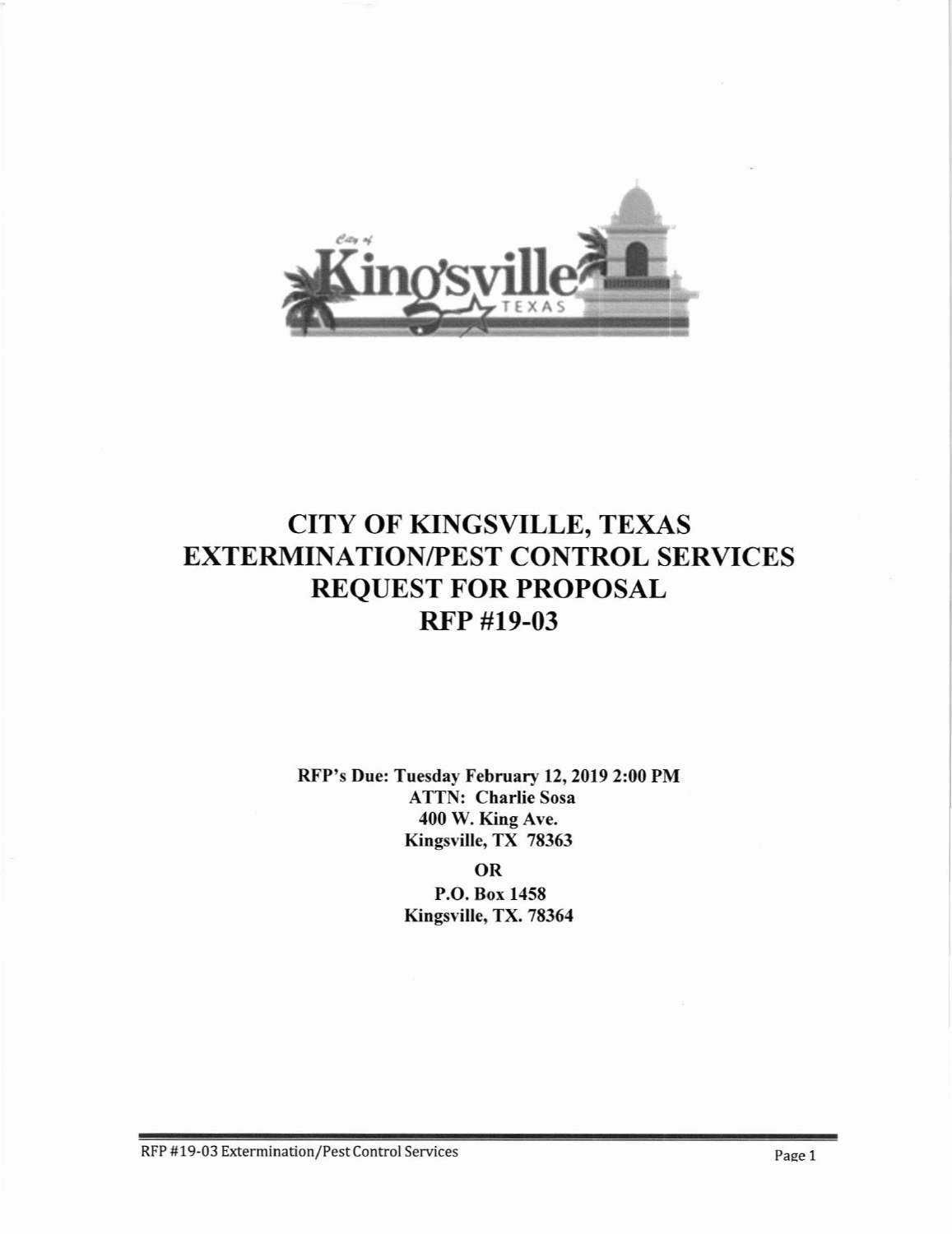# CITY OF KINGSVILLE, TEXAS
# EXTERMINATION/PEST CONTROL SERVICES
# REQUEST FOR PROPOSAL
# RFP #19-03

**RFP's Due: Tuesday February 12, 2019 2:00 PM**
**ATTN: Charlie Sosa**
**400 W. King Ave.**
**Kingsville, TX 78363**

**OR**

**P.O. Box 1458**
**Kingsville, TX. 78364**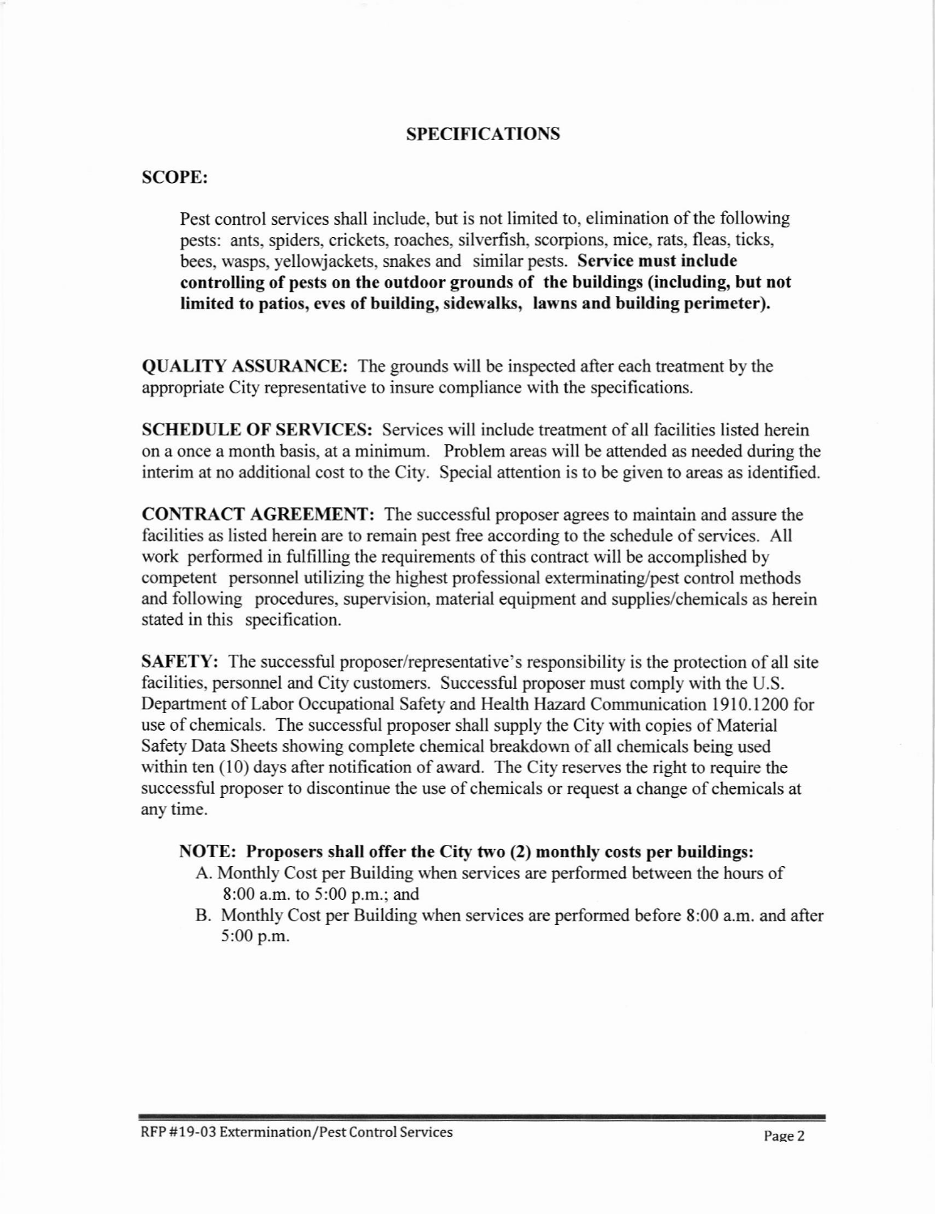## SPECIFICATIONS

**SCOPE:**

Pest control services shall include, but is not limited to, elimination of the following pests: ants, spiders, crickets, roaches, silverfish, scorpions, mice, rats, fleas, ticks, bees, wasps, yellowjackets, snakes and similar pests. **Service must include controlling of pests on the outdoor grounds of the buildings (including, but not limited to patios, eves of building, sidewalks, lawns and building perimeter).**

**QUALITY ASSURANCE:** The grounds will be inspected after each treatment by the appropriate City representative to insure compliance with the specifications.

**SCHEDULE OF SERVICES:** Services will include treatment of all facilities listed herein on a once a month basis, at a minimum. Problem areas will be attended as needed during the interim at no additional cost to the City. Special attention is to be given to areas as identified.

**CONTRACT AGREEMENT:** The successful proposer agrees to maintain and assure the facilities as listed herein are to remain pest free according to the schedule of services. All work performed in fulfilling the requirements of this contract will be accomplished by competent personnel utilizing the highest professional exterminating/pest control methods and following procedures, supervision, material equipment and supplies/chemicals as herein stated in this specification.

**SAFETY:** The successful proposer/representative's responsibility is the protection of all site facilities, personnel and City customers. Successful proposer must comply with the U.S. Department of Labor Occupational Safety and Health Hazard Communication 1910.1200 for use of chemicals. The successful proposer shall supply the City with copies of Material Safety Data Sheets showing complete chemical breakdown of all chemicals being used within ten (10) days after notification of award. The City reserves the right to require the successful proposer to discontinue the use of chemicals or request a change of chemicals at any time.

**NOTE: Proposers shall offer the City two (2) monthly costs per buildings:**

A. Monthly Cost per Building when services are performed between the hours of 8:00 a.m. to 5:00 p.m.; and
B. Monthly Cost per Building when services are performed before 8:00 a.m. and after 5:00 p.m.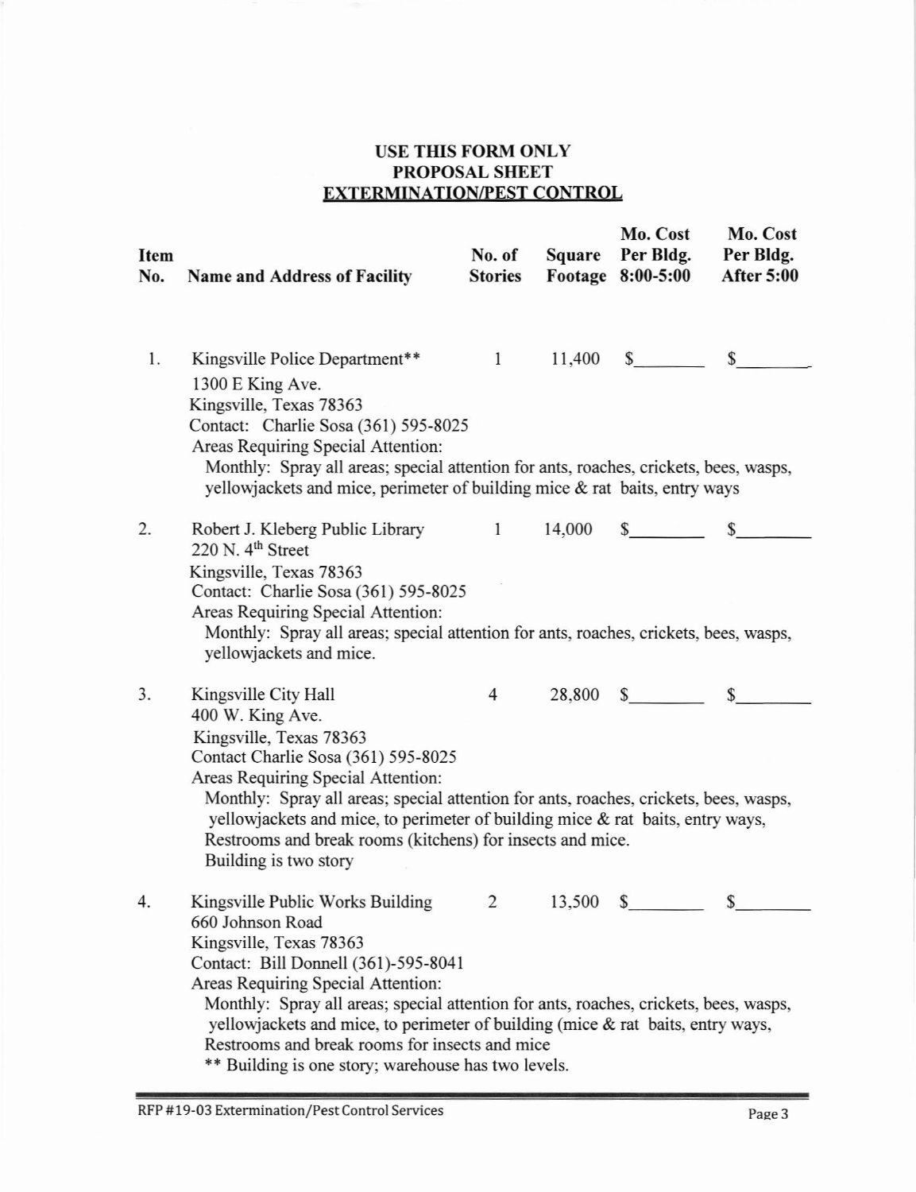**USE THIS FORM ONLY**
**PROPOSAL SHEET**
**EXTERMINATION/PEST CONTROL**

| Item No. | Name and Address of Facility | No. of Stories | Square Footage | Mo. Cost Per Bldg. 8:00-5:00 | Mo. Cost Per Bldg. After 5:00 |
|---|---|---|---|---|---|
| 1. | Kingsville Police Department**<br>1300 E King Ave.<br>Kingsville, Texas 78363<br>Contact: Charlie Sosa (361) 595-8025<br>Areas Requiring Special Attention:<br>Monthly: Spray all areas; special attention for ants, roaches, crickets, bees, wasps, yellowjackets and mice, perimeter of building mice & rat baits, entry ways | 1 | 11,400 | $________ | $________ |
| 2. | Robert J. Kleberg Public Library<br>220 N. 4th Street<br>Kingsville, Texas 78363<br>Contact: Charlie Sosa (361) 595-8025<br>Areas Requiring Special Attention:<br>Monthly: Spray all areas; special attention for ants, roaches, crickets, bees, wasps, yellowjackets and mice. | 1 | 14,000 | $________ | $________ |
| 3. | Kingsville City Hall<br>400 W. King Ave.<br>Kingsville, Texas 78363<br>Contact Charlie Sosa (361) 595-8025<br>Areas Requiring Special Attention:<br>Monthly: Spray all areas; special attention for ants, roaches, crickets, bees, wasps, yellowjackets and mice, to perimeter of building mice & rat baits, entry ways, Restrooms and break rooms (kitchens) for insects and mice.<br>Building is two story | 4 | 28,800 | $________ | $________ |
| 4. | Kingsville Public Works Building<br>660 Johnson Road<br>Kingsville, Texas 78363<br>Contact: Bill Donnell (361)-595-8041<br>Areas Requiring Special Attention:<br>Monthly: Spray all areas; special attention for ants, roaches, crickets, bees, wasps, yellowjackets and mice, to perimeter of building (mice & rat baits, entry ways, Restrooms and break rooms for insects and mice<br>** Building is one story; warehouse has two levels. | 2 | 13,500 | $________ | $________ |

RFP #19-03 Extermination/Pest Control Services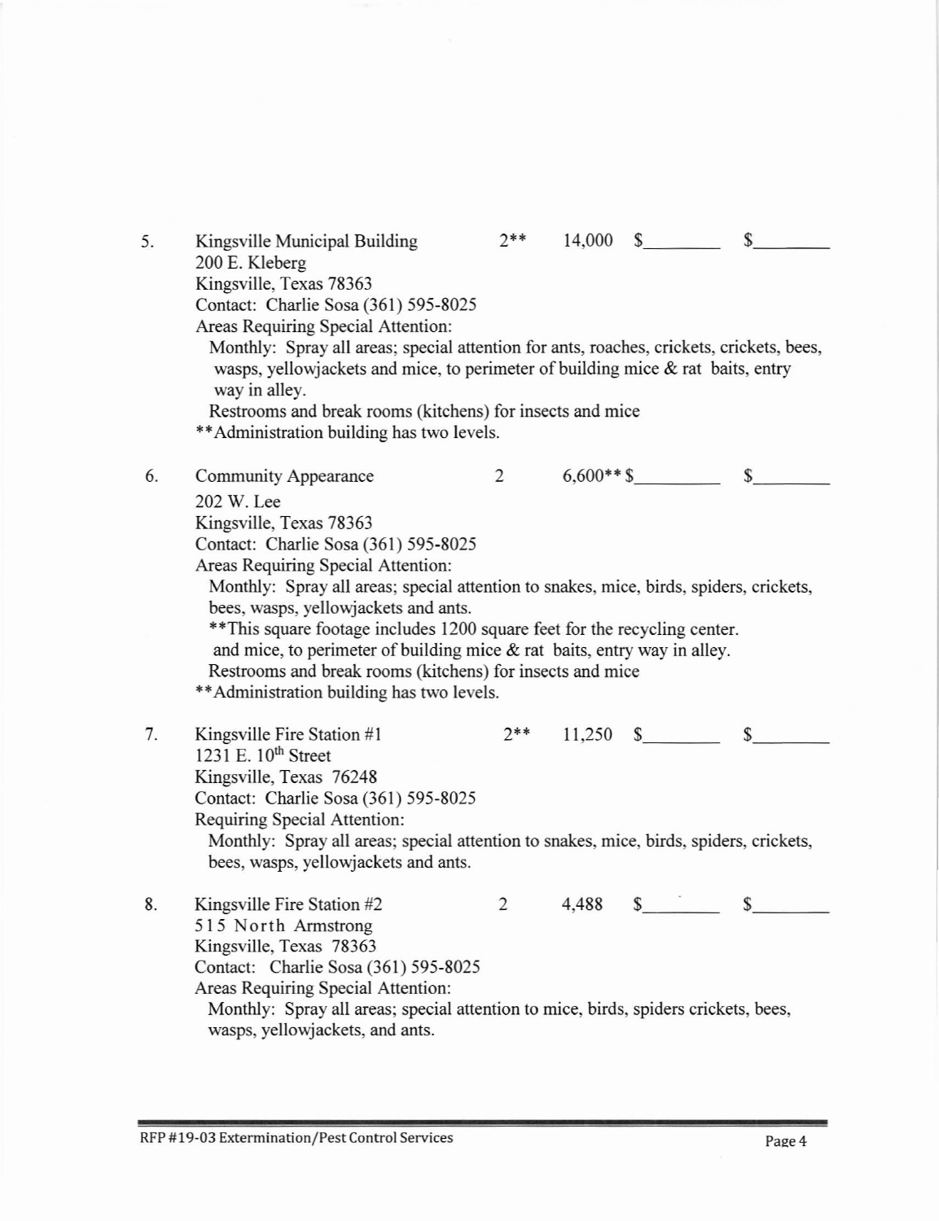5. Kingsville Municipal Building 2** 14,000 $_______ $_______
   200 E. Kleberg
   Kingsville, Texas 78363
   Contact: Charlie Sosa (361) 595-8025
   Areas Requiring Special Attention:
   Monthly: Spray all areas; special attention for ants, roaches, crickets, crickets, bees, wasps, yellowjackets and mice, to perimeter of building mice & rat baits, entry way in alley.
   Restrooms and break rooms (kitchens) for insects and mice
   **Administration building has two levels.

6. Community Appearance 2 6,600** $_______ $_______
   202 W. Lee
   Kingsville, Texas 78363
   Contact: Charlie Sosa (361) 595-8025
   Areas Requiring Special Attention:
   Monthly: Spray all areas; special attention to snakes, mice, birds, spiders, crickets, bees, wasps, yellowjackets and ants.
   **This square footage includes 1200 square feet for the recycling center.
   and mice, to perimeter of building mice & rat baits, entry way in alley.
   Restrooms and break rooms (kitchens) for insects and mice
   **Administration building has two levels.

7. Kingsville Fire Station #1 2** 11,250 $_______ $_______
   1231 E. 10th Street
   Kingsville, Texas 76248
   Contact: Charlie Sosa (361) 595-8025
   Requiring Special Attention:
   Monthly: Spray all areas; special attention to snakes, mice, birds, spiders, crickets, bees, wasps, yellowjackets and ants.

8. Kingsville Fire Station #2 2 4,488 $_______ $_______
   515 North Armstrong
   Kingsville, Texas 78363
   Contact: Charlie Sosa (361) 595-8025
   Areas Requiring Special Attention:
   Monthly: Spray all areas; special attention to mice, birds, spiders crickets, bees, wasps, yellowjackets, and ants.